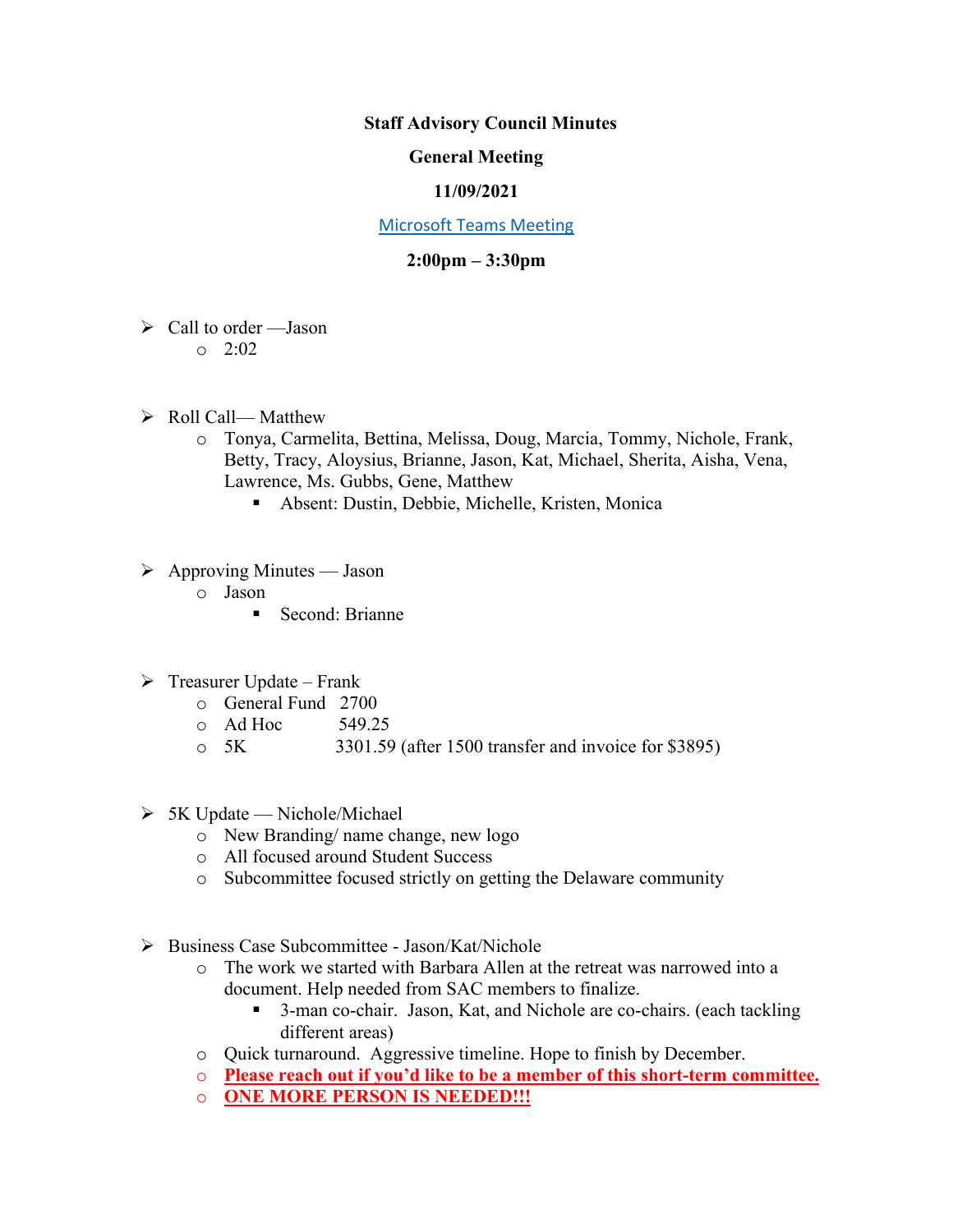**Staff Advisory Council Minutes**

**General Meeting**

**11/09/2021**

Microsoft Teams Meeting

**2:00pm – 3:30pm**

- Call to order —Jason
  - 2:02

- Roll Call— Matthew
  - Tonya, Carmelita, Bettina, Melissa, Doug, Marcia, Tommy, Nichole, Frank, Betty, Tracy, Aloysius, Brianne, Jason, Kat, Michael, Sherita, Aisha, Vena, Lawrence, Ms. Gubbs, Gene, Matthew
    - Absent: Dustin, Debbie, Michelle, Kristen, Monica

- Approving Minutes — Jason
  - Jason
    - Second: Brianne

- Treasurer Update – Frank
  - General Fund 2700
  - Ad Hoc 549.25
  - 5K 3301.59 (after 1500 transfer and invoice for $3895)

- 5K Update — Nichole/Michael
  - New Branding/ name change, new logo
  - All focused around Student Success
  - Subcommittee focused strictly on getting the Delaware community

- Business Case Subcommittee - Jason/Kat/Nichole
  - The work we started with Barbara Allen at the retreat was narrowed into a document. Help needed from SAC members to finalize.
    - 3-man co-chair. Jason, Kat, and Nichole are co-chairs. (each tackling different areas)
  - Quick turnaround. Aggressive timeline. Hope to finish by December.
  - **Please reach out if you'd like to be a member of this short-term committee.**
  - **ONE MORE PERSON IS NEEDED!!!**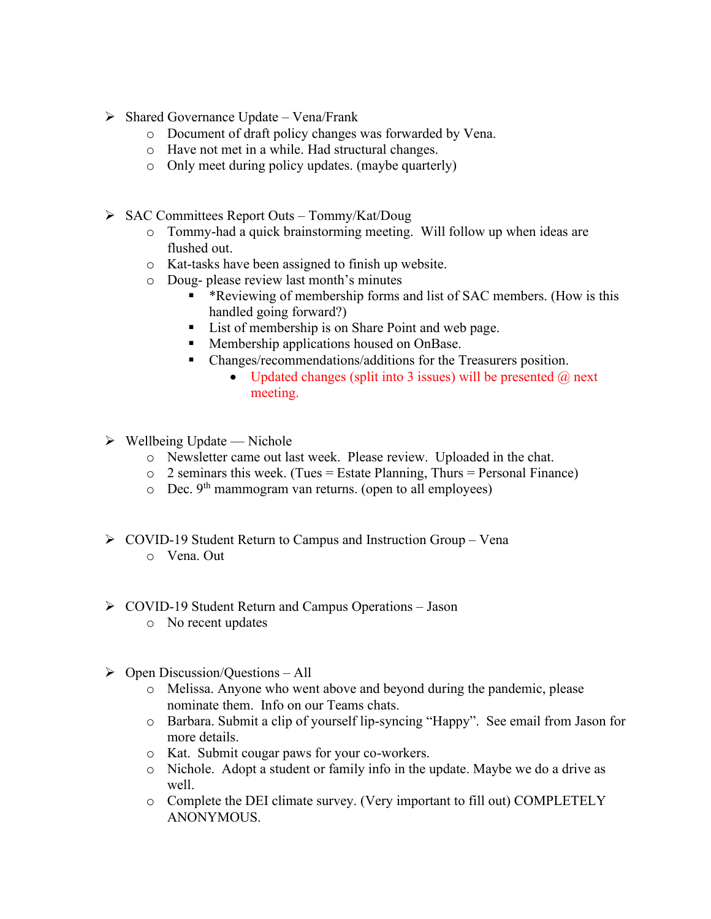- Shared Governance Update – Vena/Frank
    - Document of draft policy changes was forwarded by Vena.
    - Have not met in a while. Had structural changes.
    - Only meet during policy updates. (maybe quarterly)

- SAC Committees Report Outs – Tommy/Kat/Doug
    - Tommy-had a quick brainstorming meeting. Will follow up when ideas are flushed out.
    - Kat-tasks have been assigned to finish up website.
    - Doug- please review last month's minutes
        - *Reviewing of membership forms and list of SAC members. (How is this handled going forward?)
        - List of membership is on Share Point and web page.
        - Membership applications housed on OnBase.
        - Changes/recommendations/additions for the Treasurers position.
            - Updated changes (split into 3 issues) will be presented @ next meeting.

- Wellbeing Update — Nichole
    - Newsletter came out last week. Please review. Uploaded in the chat.
    - 2 seminars this week. (Tues = Estate Planning, Thurs = Personal Finance)
    - Dec. 9th mammogram van returns. (open to all employees)

- COVID-19 Student Return to Campus and Instruction Group – Vena
    - Vena. Out

- COVID-19 Student Return and Campus Operations – Jason
    - No recent updates

- Open Discussion/Questions – All
    - Melissa. Anyone who went above and beyond during the pandemic, please nominate them. Info on our Teams chats.
    - Barbara. Submit a clip of yourself lip-syncing "Happy". See email from Jason for more details.
    - Kat. Submit cougar paws for your co-workers.
    - Nichole. Adopt a student or family info in the update. Maybe we do a drive as well.
    - Complete the DEI climate survey. (Very important to fill out) COMPLETELY ANONYMOUS.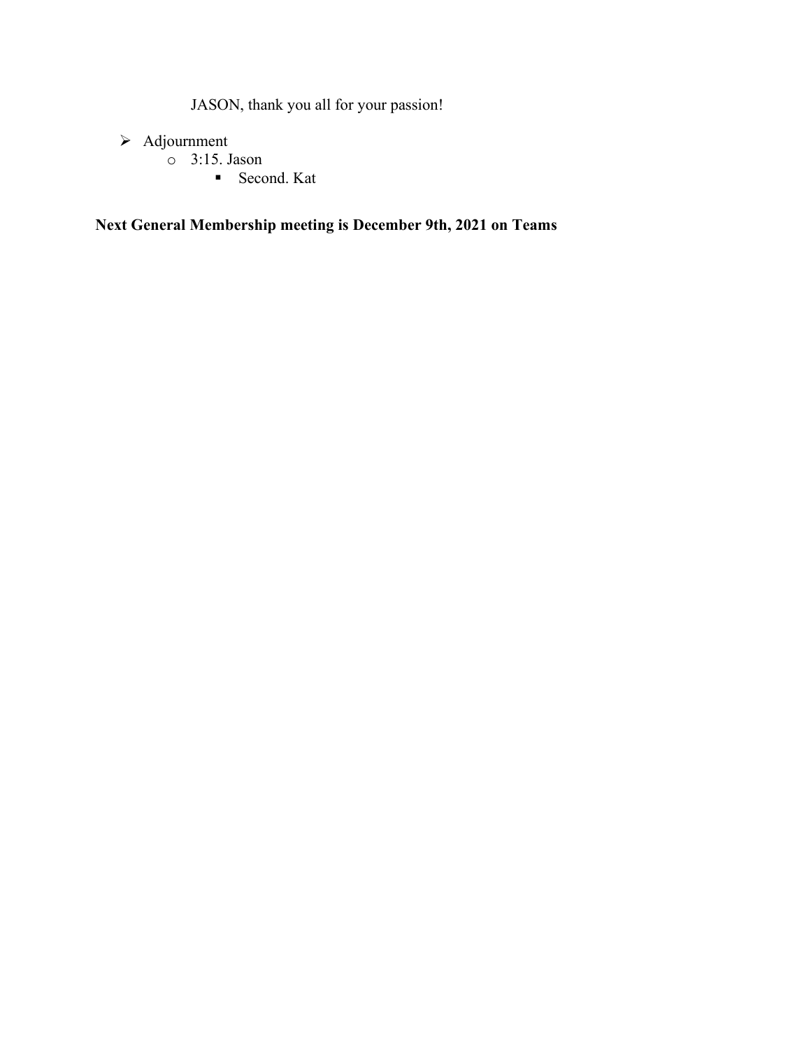JASON, thank you all for your passion!

- Adjournment
  - 3:15. Jason
    - Second. Kat

**Next General Membership meeting is December 9th, 2021 on Teams**